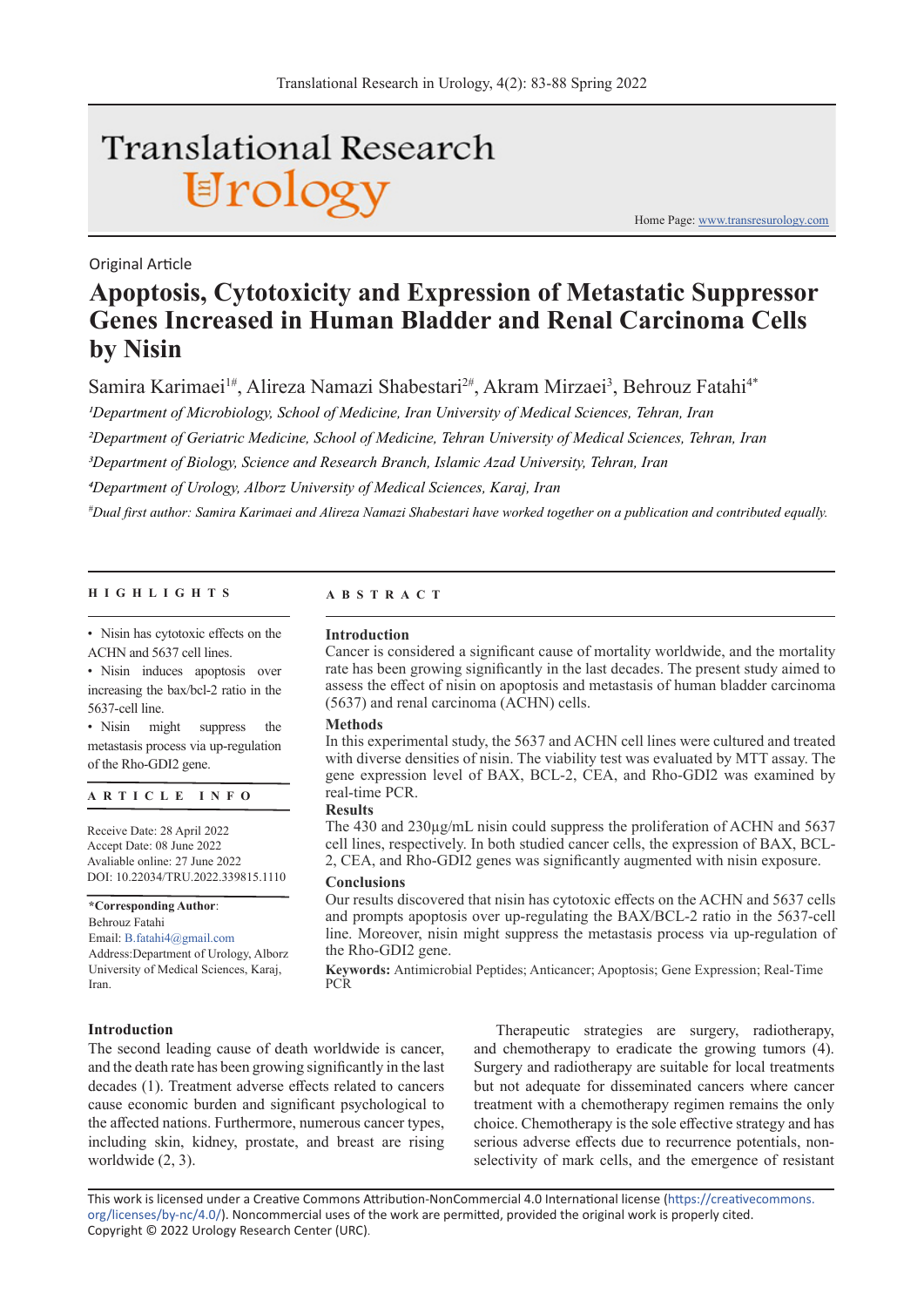Original Article

# Apoptosis, Cytotoxicity and Expression of Metastatic Suppressor Genes Increased in Human Bladder and Renal Carcinoma Cells by Nisin

Samira Karimaei[1#], Alireza Namazi Shabestari[2#], Akram Mirzaei[3], Behrouz Fatahi[4*]

[1]*Department of Microbiology, School of Medicine, Iran University of Medical Sciences, Tehran, Iran*

[2]*Department of Geriatric Medicine, School of Medicine, Tehran University of Medical Sciences, Tehran, Iran*

[3]*Department of Biology, Science and Research Branch, Islamic Azad University, Tehran, Iran*

[4]*Department of Urology, Alborz University of Medical Sciences, Karaj, Iran*

[#]*Dual first author: Samira Karimaei and Alireza Namazi Shabestari have worked together on a publication and contributed equally.*

## HIGHLIGHTS

- Nisin has cytotoxic effects on the ACHN and 5637 cell lines.
- Nisin induces apoptosis over increasing the bax/bcl-2 ratio in the 5637-cell line.
- Nisin might suppress the metastasis process via up-regulation of the Rho-GDI2 gene.

## ARTICLE INFO

Receive Date: 28 April 2022
Accept Date: 08 June 2022
Avaliable online: 27 June 2022
DOI: 10.22034/TRU.2022.339815.1110

**\*Corresponding Author**:
Behrouz Fatahi
Email: B.fatahi4@gmail.com
Address:Department of Urology, Alborz University of Medical Sciences, Karaj, Iran.

## ABSTRACT

**Introduction**

Cancer is considered a significant cause of mortality worldwide, and the mortality rate has been growing significantly in the last decades. The present study aimed to assess the effect of nisin on apoptosis and metastasis of human bladder carcinoma (5637) and renal carcinoma (ACHN) cells.

**Methods**

In this experimental study, the 5637 and ACHN cell lines were cultured and treated with diverse densities of nisin. The viability test was evaluated by MTT assay. The gene expression level of BAX, BCL-2, CEA, and Rho-GDI2 was examined by real-time PCR.

**Results**

The 430 and 230µg/mL nisin could suppress the proliferation of ACHN and 5637 cell lines, respectively. In both studied cancer cells, the expression of BAX, BCL-2, CEA, and Rho-GDI2 genes was significantly augmented with nisin exposure.

**Conclusions**

Our results discovered that nisin has cytotoxic effects on the ACHN and 5637 cells and prompts apoptosis over up-regulating the BAX/BCL-2 ratio in the 5637-cell line. Moreover, nisin might suppress the metastasis process via up-regulation of the Rho-GDI2 gene.

**Keywords:** Antimicrobial Peptides; Anticancer; Apoptosis; Gene Expression; Real-Time PCR

## Introduction

The second leading cause of death worldwide is cancer, and the death rate has been growing significantly in the last decades (1). Treatment adverse effects related to cancers cause economic burden and significant psychological to the affected nations. Furthermore, numerous cancer types, including skin, kidney, prostate, and breast are rising worldwide (2, 3).

Therapeutic strategies are surgery, radiotherapy, and chemotherapy to eradicate the growing tumors (4). Surgery and radiotherapy are suitable for local treatments but not adequate for disseminated cancers where cancer treatment with a chemotherapy regimen remains the only choice. Chemotherapy is the sole effective strategy and has serious adverse effects due to recurrence potentials, non-selectivity of mark cells, and the emergence of resistant

This work is licensed under a Creative Commons Attribution-NonCommercial 4.0 International license (https://creativecommons.org/licenses/by-nc/4.0/). Noncommercial uses of the work are permitted, provided the original work is properly cited.
Copyright © 2022 Urology Research Center (URC).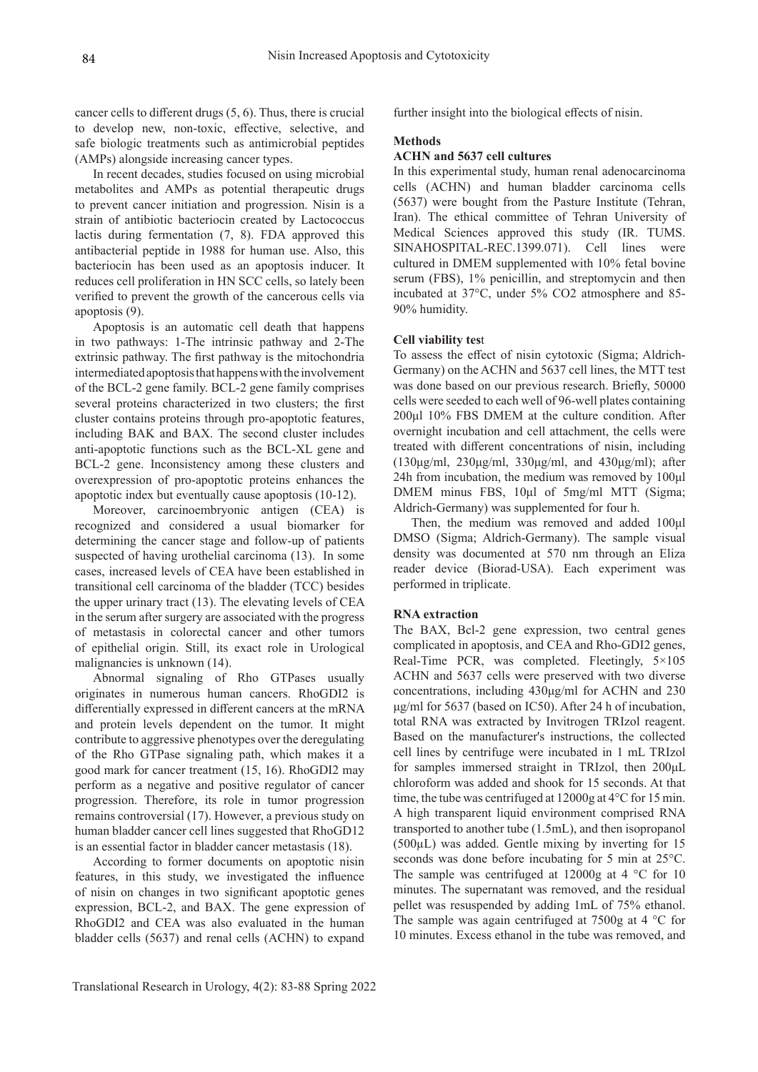cancer cells to different drugs (5, 6). Thus, there is crucial to develop new, non-toxic, effective, selective, and safe biologic treatments such as antimicrobial peptides (AMPs) alongside increasing cancer types.

In recent decades, studies focused on using microbial metabolites and AMPs as potential therapeutic drugs to prevent cancer initiation and progression. Nisin is a strain of antibiotic bacteriocin created by Lactococcus lactis during fermentation (7, 8). FDA approved this antibacterial peptide in 1988 for human use. Also, this bacteriocin has been used as an apoptosis inducer. It reduces cell proliferation in HN SCC cells, so lately been verified to prevent the growth of the cancerous cells via apoptosis (9).

Apoptosis is an automatic cell death that happens in two pathways: 1-The intrinsic pathway and 2-The extrinsic pathway. The first pathway is the mitochondria intermediated apoptosis that happens with the involvement of the BCL-2 gene family. BCL-2 gene family comprises several proteins characterized in two clusters; the first cluster contains proteins through pro-apoptotic features, including BAK and BAX. The second cluster includes anti-apoptotic functions such as the BCL-XL gene and BCL-2 gene. Inconsistency among these clusters and overexpression of pro-apoptotic proteins enhances the apoptotic index but eventually cause apoptosis (10-12).

Moreover, carcinoembryonic antigen (CEA) is recognized and considered a usual biomarker for determining the cancer stage and follow-up of patients suspected of having urothelial carcinoma (13). In some cases, increased levels of CEA have been established in transitional cell carcinoma of the bladder (TCC) besides the upper urinary tract (13). The elevating levels of CEA in the serum after surgery are associated with the progress of metastasis in colorectal cancer and other tumors of epithelial origin. Still, its exact role in Urological malignancies is unknown (14).

Abnormal signaling of Rho GTPases usually originates in numerous human cancers. RhoGDI2 is differentially expressed in different cancers at the mRNA and protein levels dependent on the tumor. It might contribute to aggressive phenotypes over the deregulating of the Rho GTPase signaling path, which makes it a good mark for cancer treatment (15, 16). RhoGDI2 may perform as a negative and positive regulator of cancer progression. Therefore, its role in tumor progression remains controversial (17). However, a previous study on human bladder cancer cell lines suggested that RhoGD12 is an essential factor in bladder cancer metastasis (18).

According to former documents on apoptotic nisin features, in this study, we investigated the influence of nisin on changes in two significant apoptotic genes expression, BCL-2, and BAX. The gene expression of RhoGDI2 and CEA was also evaluated in the human bladder cells (5637) and renal cells (ACHN) to expand further insight into the biological effects of nisin.

## Methods

### ACHN and 5637 cell cultures

In this experimental study, human renal adenocarcinoma cells (ACHN) and human bladder carcinoma cells (5637) were bought from the Pasture Institute (Tehran, Iran). The ethical committee of Tehran University of Medical Sciences approved this study (IR. TUMS. SINAHOSPITAL-REC.1399.071). Cell lines were cultured in DMEM supplemented with 10% fetal bovine serum (FBS), 1% penicillin, and streptomycin and then incubated at 37°C, under 5% $CO_2$ atmosphere and 85-90% humidity.

### Cell viability test

To assess the effect of nisin cytotoxic (Sigma; Aldrich-Germany) on the ACHN and 5637 cell lines, the MTT test was done based on our previous research. Briefly, 50000 cells were seeded to each well of 96-well plates containing 200µl 10% FBS DMEM at the culture condition. After overnight incubation and cell attachment, the cells were treated with different concentrations of nisin, including (130µg/ml, 230µg/ml, 330µg/ml, and 430µg/ml); after 24h from incubation, the medium was removed by 100µl DMEM minus FBS, 10µl of 5mg/ml MTT (Sigma; Aldrich-Germany) was supplemented for four h.

Then, the medium was removed and added 100µl DMSO (Sigma; Aldrich-Germany). The sample visual density was documented at 570 nm through an Eliza reader device (Biorad-USA). Each experiment was performed in triplicate.

### RNA extraction

The BAX, Bcl-2 gene expression, two central genes complicated in apoptosis, and CEA and Rho-GDI2 genes, Real-Time PCR, was completed. Fleetingly, $5\times10^5$ ACHN and 5637 cells were preserved with two diverse concentrations, including 430µg/ml for ACHN and 230 µg/ml for 5637 (based on IC50). After 24 h of incubation, total RNA was extracted by Invitrogen TRIzol reagent. Based on the manufacturer's instructions, the collected cell lines by centrifuge were incubated in 1 mL TRIzol for samples immersed straight in TRIzol, then 200µL chloroform was added and shook for 15 seconds. At that time, the tube was centrifuged at 12000g at 4°C for 15 min. A high transparent liquid environment comprised RNA transported to another tube (1.5mL), and then isopropanol (500µL) was added. Gentle mixing by inverting for 15 seconds was done before incubating for 5 min at 25°C. The sample was centrifuged at 12000g at 4 °C for 10 minutes. The supernatant was removed, and the residual pellet was resuspended by adding 1mL of 75% ethanol. The sample was again centrifuged at 7500g at 4 °C for 10 minutes. Excess ethanol in the tube was removed, and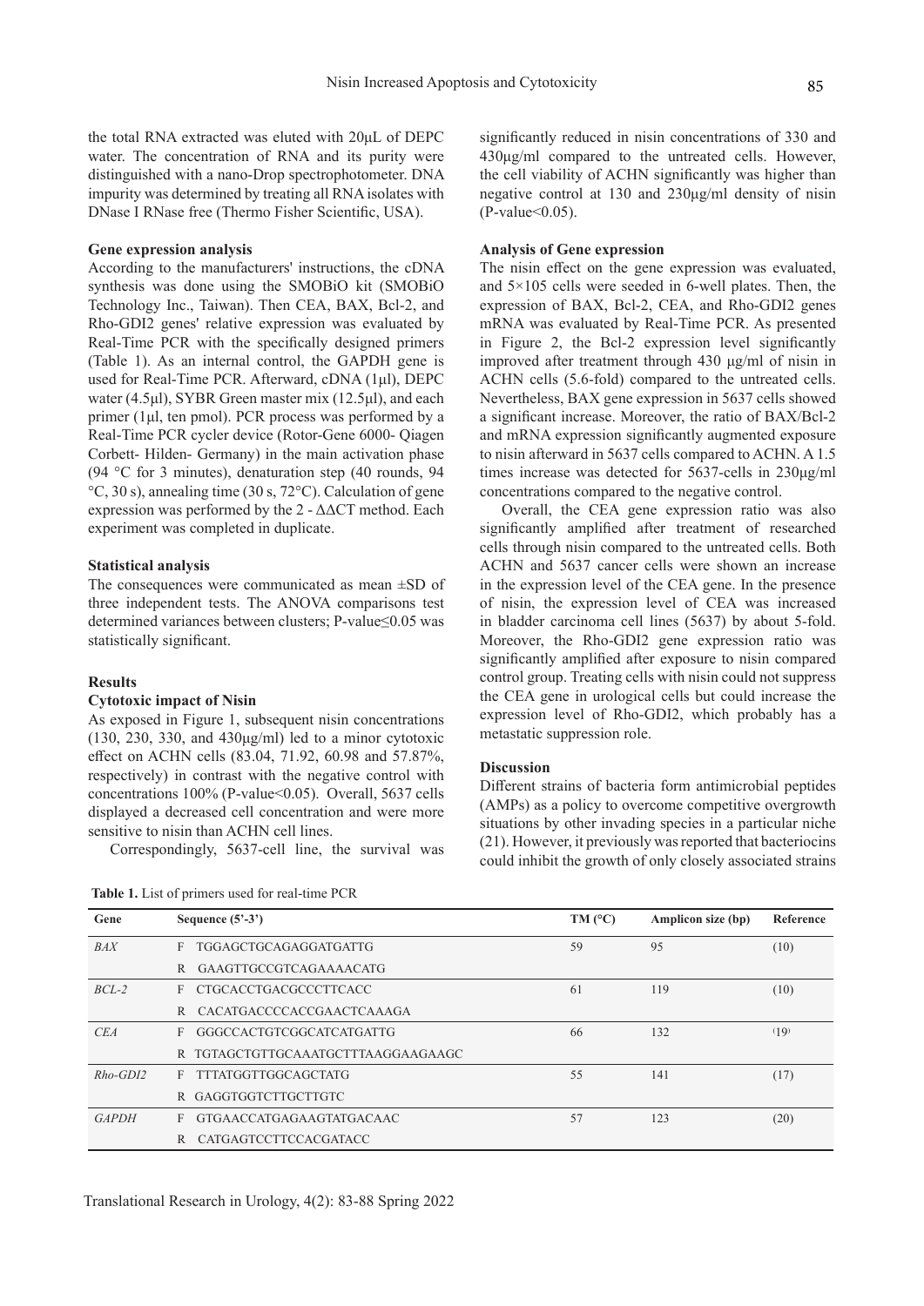the total RNA extracted was eluted with 20μL of DEPC water. The concentration of RNA and its purity were distinguished with a nano-Drop spectrophotometer. DNA impurity was determined by treating all RNA isolates with DNase I RNase free (Thermo Fisher Scientific, USA).

**Gene expression analysis**

According to the manufacturers' instructions, the cDNA synthesis was done using the SMOBiO kit (SMOBiO Technology Inc., Taiwan). Then CEA, BAX, Bcl-2, and Rho-GDI2 genes' relative expression was evaluated by Real-Time PCR with the specifically designed primers (Table 1). As an internal control, the GAPDH gene is used for Real-Time PCR. Afterward, cDNA (1μl), DEPC water (4.5μl), SYBR Green master mix (12.5μl), and each primer (1μl, ten pmol). PCR process was performed by a Real-Time PCR cycler device (Rotor-Gene 6000- Qiagen Corbett- Hilden- Germany) in the main activation phase (94 °C for 3 minutes), denaturation step (40 rounds, 94 °C, 30 s), annealing time (30 s, 72°C). Calculation of gene expression was performed by the $2^{-\Delta\Delta CT}$ method. Each experiment was completed in duplicate.

**Statistical analysis**

The consequences were communicated as mean ±SD of three independent tests. The ANOVA comparisons test determined variances between clusters; P-value≤0.05 was statistically significant.

## Results

**Cytotoxic impact of Nisin**

As exposed in Figure 1, subsequent nisin concentrations (130, 230, 330, and 430μg/ml) led to a minor cytotoxic effect on ACHN cells (83.04, 71.92, 60.98 and 57.87%, respectively) in contrast with the negative control with concentrations 100% (P-value<0.05). Overall, 5637 cells displayed a decreased cell concentration and were more sensitive to nisin than ACHN cell lines.

Correspondingly, 5637-cell line, the survival was significantly reduced in nisin concentrations of 330 and 430μg/ml compared to the untreated cells. However, the cell viability of ACHN significantly was higher than negative control at 130 and 230μg/ml density of nisin (P-value<0.05).

**Analysis of Gene expression**

The nisin effect on the gene expression was evaluated, and 5×105 cells were seeded in 6-well plates. Then, the expression of BAX, Bcl-2, CEA, and Rho-GDI2 genes mRNA was evaluated by Real-Time PCR. As presented in Figure 2, the Bcl-2 expression level significantly improved after treatment through 430 μg/ml of nisin in ACHN cells (5.6-fold) compared to the untreated cells. Nevertheless, BAX gene expression in 5637 cells showed a significant increase. Moreover, the ratio of BAX/Bcl-2 and mRNA expression significantly augmented exposure to nisin afterward in 5637 cells compared to ACHN. A 1.5 times increase was detected for 5637-cells in 230μg/ml concentrations compared to the negative control.

Overall, the CEA gene expression ratio was also significantly amplified after treatment of researched cells through nisin compared to the untreated cells. Both ACHN and 5637 cancer cells were shown an increase in the expression level of the CEA gene. In the presence of nisin, the expression level of CEA was increased in bladder carcinoma cell lines (5637) by about 5-fold. Moreover, the Rho-GDI2 gene expression ratio was significantly amplified after exposure to nisin compared control group. Treating cells with nisin could not suppress the CEA gene in urological cells but could increase the expression level of Rho-GDI2, which probably has a metastatic suppression role.

## Discussion

Different strains of bacteria form antimicrobial peptides (AMPs) as a policy to overcome competitive overgrowth situations by other invading species in a particular niche (21). However, it previously was reported that bacteriocins could inhibit the growth of only closely associated strains

**Table 1.** List of primers used for real-time PCR

| Gene | Sequence (5'-3') | TM (°C) | Amplicon size (bp) | Reference |
|---|---|---|---|---|
| *BAX* | F TGGAGCTGCAGAGGATGATTG | 59 | 95 | (10) |
| | R GAAGTTGCCGTCAGAAAACATG | | | |
| *BCL-2* | F CTGCACCTGACGCCCTTCACC | 61 | 119 | (10) |
| | R CACATGACCCCACCGAACTCAAAGA | | | |
| *CEA* | F GGGCCACTGTCGGCATCATGATTG | 66 | 132 | (19) |
| | R TGTAGCTGTTGCAAATGCTTTAAGGAAGAAGC | | | |
| *Rho-GDI2* | F TTTATGGTTGGCAGCTATG | 55 | 141 | (17) |
| | R GAGGTGGTCTTGCTTGTC | | | |
| *GAPDH* | F GTGAACCATGAGAAGTATGACAAC | 57 | 123 | (20) |
| | R CATGAGTCCTTCCACGATACC | | | |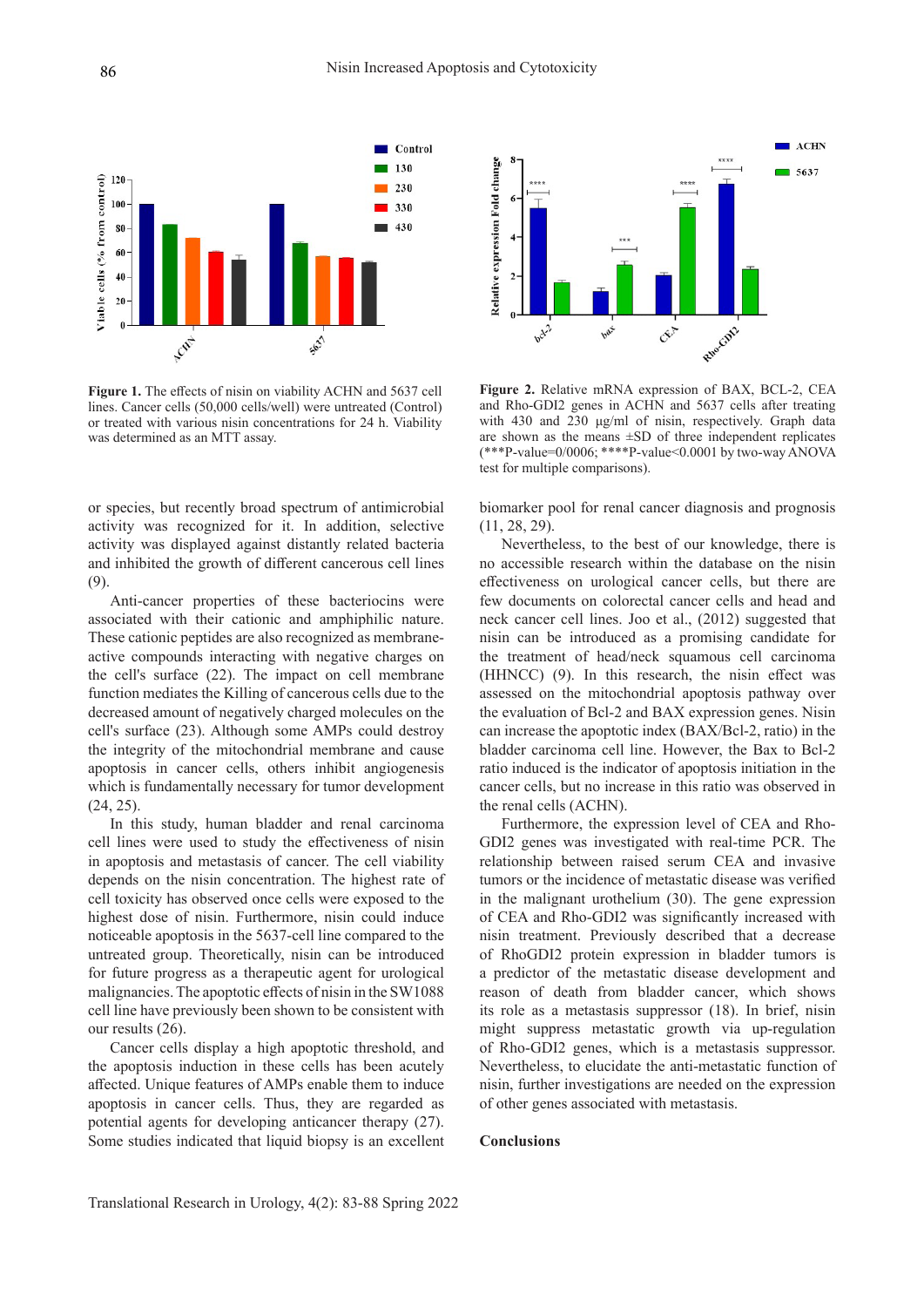**Figure 1.** The effects of nisin on viability ACHN and 5637 cell lines. Cancer cells (50,000 cells/well) were untreated (Control) or treated with various nisin concentrations for 24 h. Viability was determined as an MTT assay.

**Figure 2.** Relative mRNA expression of BAX, BCL-2, CEA and Rho-GDI2 genes in ACHN and 5637 cells after treating with 430 and 230 µg/ml of nisin, respectively. Graph data are shown as the means ±SD of three independent replicates (***P-value=0/0006; ****P-value<0.0001 by two-way ANOVA test for multiple comparisons).

or species, but recently broad spectrum of antimicrobial activity was recognized for it. In addition, selective activity was displayed against distantly related bacteria and inhibited the growth of different cancerous cell lines (9).

Anti-cancer properties of these bacteriocins were associated with their cationic and amphiphilic nature. These cationic peptides are also recognized as membrane-active compounds interacting with negative charges on the cell's surface (22). The impact on cell membrane function mediates the Killing of cancerous cells due to the decreased amount of negatively charged molecules on the cell's surface (23). Although some AMPs could destroy the integrity of the mitochondrial membrane and cause apoptosis in cancer cells, others inhibit angiogenesis which is fundamentally necessary for tumor development (24, 25).

In this study, human bladder and renal carcinoma cell lines were used to study the effectiveness of nisin in apoptosis and metastasis of cancer. The cell viability depends on the nisin concentration. The highest rate of cell toxicity has observed once cells were exposed to the highest dose of nisin. Furthermore, nisin could induce noticeable apoptosis in the 5637-cell line compared to the untreated group. Theoretically, nisin can be introduced for future progress as a therapeutic agent for urological malignancies. The apoptotic effects of nisin in the SW1088 cell line have previously been shown to be consistent with our results (26).

Cancer cells display a high apoptotic threshold, and the apoptosis induction in these cells has been acutely affected. Unique features of AMPs enable them to induce apoptosis in cancer cells. Thus, they are regarded as potential agents for developing anticancer therapy (27). Some studies indicated that liquid biopsy is an excellent biomarker pool for renal cancer diagnosis and prognosis (11, 28, 29).

Nevertheless, to the best of our knowledge, there is no accessible research within the database on the nisin effectiveness on urological cancer cells, but there are few documents on colorectal cancer cells and head and neck cancer cell lines. Joo et al., (2012) suggested that nisin can be introduced as a promising candidate for the treatment of head/neck squamous cell carcinoma (HHNCC) (9). In this research, the nisin effect was assessed on the mitochondrial apoptosis pathway over the evaluation of Bcl-2 and BAX expression genes. Nisin can increase the apoptotic index (BAX/Bcl-2, ratio) in the bladder carcinoma cell line. However, the Bax to Bcl-2 ratio induced is the indicator of apoptosis initiation in the cancer cells, but no increase in this ratio was observed in the renal cells (ACHN).

Furthermore, the expression level of CEA and Rho-GDI2 genes was investigated with real-time PCR. The relationship between raised serum CEA and invasive tumors or the incidence of metastatic disease was verified in the malignant urothelium (30). The gene expression of CEA and Rho-GDI2 was significantly increased with nisin treatment. Previously described that a decrease of RhoGDI2 protein expression in bladder tumors is a predictor of the metastatic disease development and reason of death from bladder cancer, which shows its role as a metastasis suppressor (18). In brief, nisin might suppress metastatic growth via up-regulation of Rho-GDI2 genes, which is a metastasis suppressor. Nevertheless, to elucidate the anti-metastatic function of nisin, further investigations are needed on the expression of other genes associated with metastasis.

## Conclusions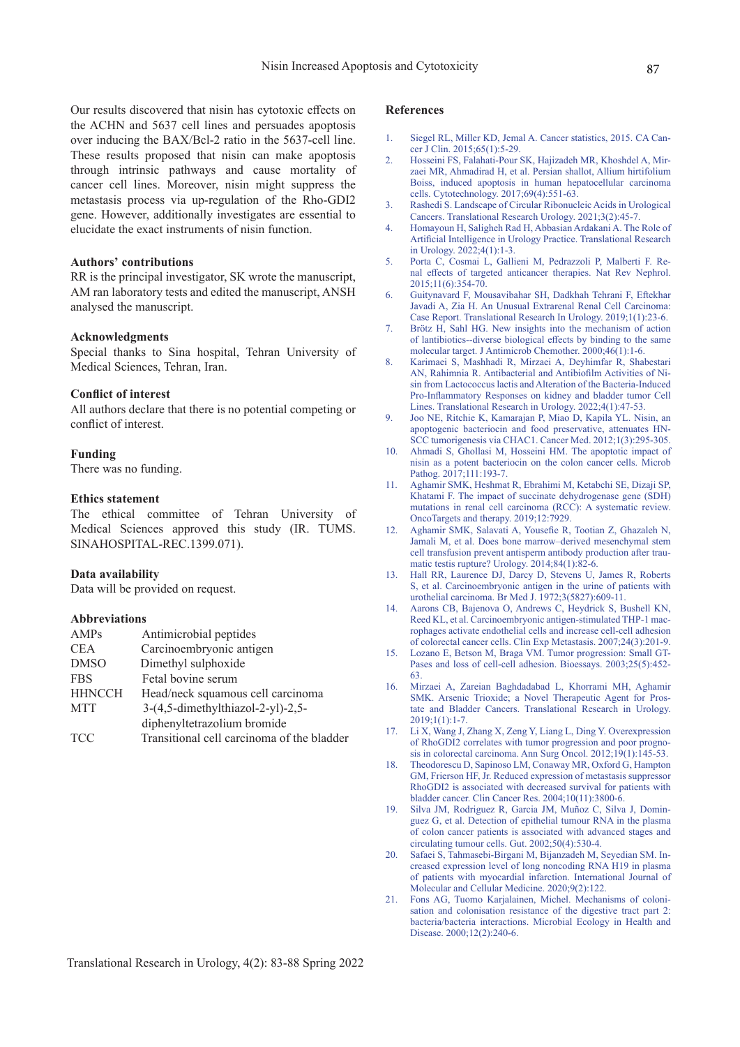Our results discovered that nisin has cytotoxic effects on the ACHN and 5637 cell lines and persuades apoptosis over inducing the BAX/Bcl-2 ratio in the 5637-cell line. These results proposed that nisin can make apoptosis through intrinsic pathways and cause mortality of cancer cell lines. Moreover, nisin might suppress the metastasis process via up-regulation of the Rho-GDI2 gene. However, additionally investigates are essential to elucidate the exact instruments of nisin function.

### Authors' contributions

RR is the principal investigator, SK wrote the manuscript, AM ran laboratory tests and edited the manuscript, ANSH analysed the manuscript.

### Acknowledgments

Special thanks to Sina hospital, Tehran University of Medical Sciences, Tehran, Iran.

### Conflict of interest

All authors declare that there is no potential competing or conflict of interest.

### Funding

There was no funding.

### Ethics statement

The ethical committee of Tehran University of Medical Sciences approved this study (IR. TUMS. SINAHOSPITAL-REC.1399.071).

### Data availability

Data will be provided on request.

### Abbreviations

| | |
|---|---|
| AMPs | Antimicrobial peptides |
| CEA | Carcinoembryonic antigen |
| DMSO | Dimethyl sulphoxide |
| FBS | Fetal bovine serum |
| HHNCCH | Head/neck squamous cell carcinoma |
| MTT | 3-(4,5-dimethylthiazol-2-yl)-2,5-diphenyltetrazolium bromide |
| TCC | Transitional cell carcinoma of the bladder |

### References

1. Siegel RL, Miller KD, Jemal A. Cancer statistics, 2015. CA Cancer J Clin. 2015;65(1):5-29.
2. Hosseini FS, Falahati-Pour SK, Hajizadeh MR, Khoshdel A, Mirzaei MR, Ahmadirad H, et al. Persian shallot, Allium hirtifolium Boiss, induced apoptosis in human hepatocellular carcinoma cells. Cytotechnology. 2017;69(4):551-63.
3. Rashedi S. Landscape of Circular Ribonucleic Acids in Urological Cancers. Translational Research Urology. 2021;3(2):45-7.
4. Homayoun H, Saligheh Rad H, Abbasian Ardakani A. The Role of Artificial Intelligence in Urology Practice. Translational Research in Urology. 2022;4(1):1-3.
5. Porta C, Cosmai L, Gallieni M, Pedrazzoli P, Malberti F. Renal effects of targeted anticancer therapies. Nat Rev Nephrol. 2015;11(6):354-70.
6. Guitynavard F, Mousavibahar SH, Dadkhah Tehrani F, Eftekhar Javadi A, Zia H. An Unusual Extrarenal Renal Cell Carcinoma: Case Report. Translational Research In Urology. 2019;1(1):23-6.
7. Brötz H, Sahl HG. New insights into the mechanism of action of lantibiotics--diverse biological effects by binding to the same molecular target. J Antimicrob Chemother. 2000;46(1):1-6.
8. Karimaei S, Mashhadi R, Mirzaei A, Deyhimfar R, Shabestari AN, Rahimnia R. Antibacterial and Antibiofilm Activities of Nisin from Lactococcus lactis and Alteration of the Bacteria-Induced Pro-Inflammatory Responses on kidney and bladder tumor Cell Lines. Translational Research in Urology. 2022;4(1):47-53.
9. Joo NE, Ritchie K, Kamarajan P, Miao D, Kapila YL. Nisin, an apoptogenic bacteriocin and food preservative, attenuates HNSCC tumorigenesis via CHAC1. Cancer Med. 2012;1(3):295-305.
10. Ahmadi S, Ghollasi M, Hosseini HM. The apoptotic impact of nisin as a potent bacteriocin on the colon cancer cells. Microb Pathog. 2017;111:193-7.
11. Aghamir SMK, Heshmat R, Ebrahimi M, Ketabchi SE, Dizaji SP, Khatami F. The impact of succinate dehydrogenase gene (SDH) mutations in renal cell carcinoma (RCC): A systematic review. OncoTargets and therapy. 2019;12:7929.
12. Aghamir SMK, Salavati A, Yousefie R, Tootian Z, Ghazaleh N, Jamali M, et al. Does bone marrow–derived mesenchymal stem cell transfusion prevent antisperm antibody production after traumatic testis rupture? Urology. 2014;84(1):82-6.
13. Hall RR, Laurence DJ, Darcy D, Stevens U, James R, Roberts S, et al. Carcinoembryonic antigen in the urine of patients with urothelial carcinoma. Br Med J. 1972;3(5827):609-11.
14. Aarons CB, Bajenova O, Andrews C, Heydrick S, Bushell KN, Reed KL, et al. Carcinoembryonic antigen-stimulated THP-1 macrophages activate endothelial cells and increase cell-cell adhesion of colorectal cancer cells. Clin Exp Metastasis. 2007;24(3):201-9.
15. Lozano E, Betson M, Braga VM. Tumor progression: Small GTPases and loss of cell-cell adhesion. Bioessays. 2003;25(5):452-63.
16. Mirzaei A, Zareian Baghdadabad L, Khorrami MH, Aghamir SMK. Arsenic Trioxide; a Novel Therapeutic Agent for Prostate and Bladder Cancers. Translational Research in Urology. 2019;1(1):1-7.
17. Li X, Wang J, Zhang X, Zeng Y, Liang L, Ding Y. Overexpression of RhoGDI2 correlates with tumor progression and poor prognosis in colorectal carcinoma. Ann Surg Oncol. 2012;19(1):145-53.
18. Theodorescu D, Sapinoso LM, Conaway MR, Oxford G, Hampton GM, Frierson HF, Jr. Reduced expression of metastasis suppressor RhoGDI2 is associated with decreased survival for patients with bladder cancer. Clin Cancer Res. 2004;10(11):3800-6.
19. Silva JM, Rodriguez R, Garcia JM, Muñoz C, Silva J, Dominguez G, et al. Detection of epithelial tumour RNA in the plasma of colon cancer patients is associated with advanced stages and circulating tumour cells. Gut. 2002;50(4):530-4.
20. Safaei S, Tahmasebi-Birgani M, Bijanzadeh M, Seyedian SM. Increased expression level of long noncoding RNA H19 in plasma of patients with myocardial infarction. International Journal of Molecular and Cellular Medicine. 2020;9(2):122.
21. Fons AG, Tuomo Karjalainen, Michel. Mechanisms of colonisation and colonisation resistance of the digestive tract part 2: bacteria/bacteria interactions. Microbial Ecology in Health and Disease. 2000;12(2):240-6.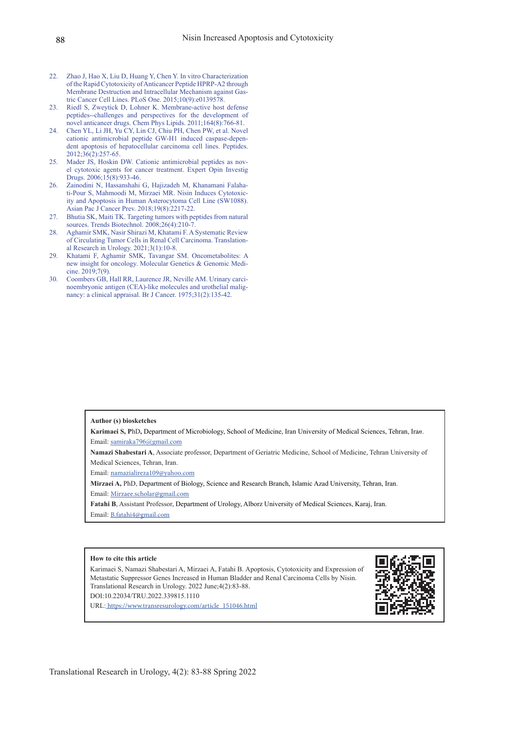22. Zhao J, Hao X, Liu D, Huang Y, Chen Y. In vitro Characterization of the Rapid Cytotoxicity of Anticancer Peptide HPRP-A2 through Membrane Destruction and Intracellular Mechanism against Gastric Cancer Cell Lines. PLoS One. 2015;10(9):e0139578.
23. Riedl S, Zweytick D, Lohner K. Membrane-active host defense peptides--challenges and perspectives for the development of novel anticancer drugs. Chem Phys Lipids. 2011;164(8):766-81.
24. Chen YL, Li JH, Yu CY, Lin CJ, Chiu PH, Chen PW, et al. Novel cationic antimicrobial peptide GW-H1 induced caspase-dependent apoptosis of hepatocellular carcinoma cell lines. Peptides. 2012;36(2):257-65.
25. Mader JS, Hoskin DW. Cationic antimicrobial peptides as novel cytotoxic agents for cancer treatment. Expert Opin Investig Drugs. 2006;15(8):933-46.
26. Zainodini N, Hassanshahi G, Hajizadeh M, Khanamani Falahati-Pour S, Mahmoodi M, Mirzaei MR. Nisin Induces Cytotoxicity and Apoptosis in Human Asterocytoma Cell Line (SW1088). Asian Pac J Cancer Prev. 2018;19(8):2217-22.
27. Bhutia SK, Maiti TK. Targeting tumors with peptides from natural sources. Trends Biotechnol. 2008;26(4):210-7.
28. Aghamir SMK, Nasir Shirazi M, Khatami F. A Systematic Review of Circulating Tumor Cells in Renal Cell Carcinoma. Translational Research in Urology. 2021;3(1):10-8.
29. Khatami F, Aghamir SMK, Tavangar SM. Oncometabolites: A new insight for oncology. Molecular Genetics & Genomic Medicine. 2019;7(9).
30. Coombers GB, Hall RR, Laurence JR, Neville AM. Urinary carcinoembryonic antigen (CEA)-like molecules and urothelial malignancy: a clinical appraisal. Br J Cancer. 1975;31(2):135-42.

**Author (s) biosketches**

**Karimaei S, P**h**D,** Department of Microbiology, School of Medicine, Iran University of Medical Sciences, Tehran, Ira*n*.
Email: samiraka796@gmail.com

**Namazi Shabestari A**, Associate professor, Department of Geriatric Medicine, School of Medicine, Tehran University of Medical Sciences, Tehran, Iran.
Email: namazialireza109@yahoo.com

**Mirzaei A,** PhD, Department of Biology, Science and Research Branch, Islamic Azad University, Tehran, Iran.
Email: Mirzaee.scholar@gmail.com

**Fatahi B**, Assistant Professor, Department of Urology, Alborz University of Medical Sciences, Karaj, Iran.
Email: B.fatahi4@gmail.com

**How to cite this article**

Karimaei S, Namazi Shabestari A, Mirzaei A, Fatahi B. Apoptosis, Cytotoxicity and Expression of Metastatic Suppressor Genes Increased in Human Bladder and Renal Carcinoma Cells by Nisin. Translational Research in Urology. 2022 June;4(2):83-88.
DOI:10.22034/TRU.2022.339815.1110
URL: https://www.transresurology.com/article_151046.html